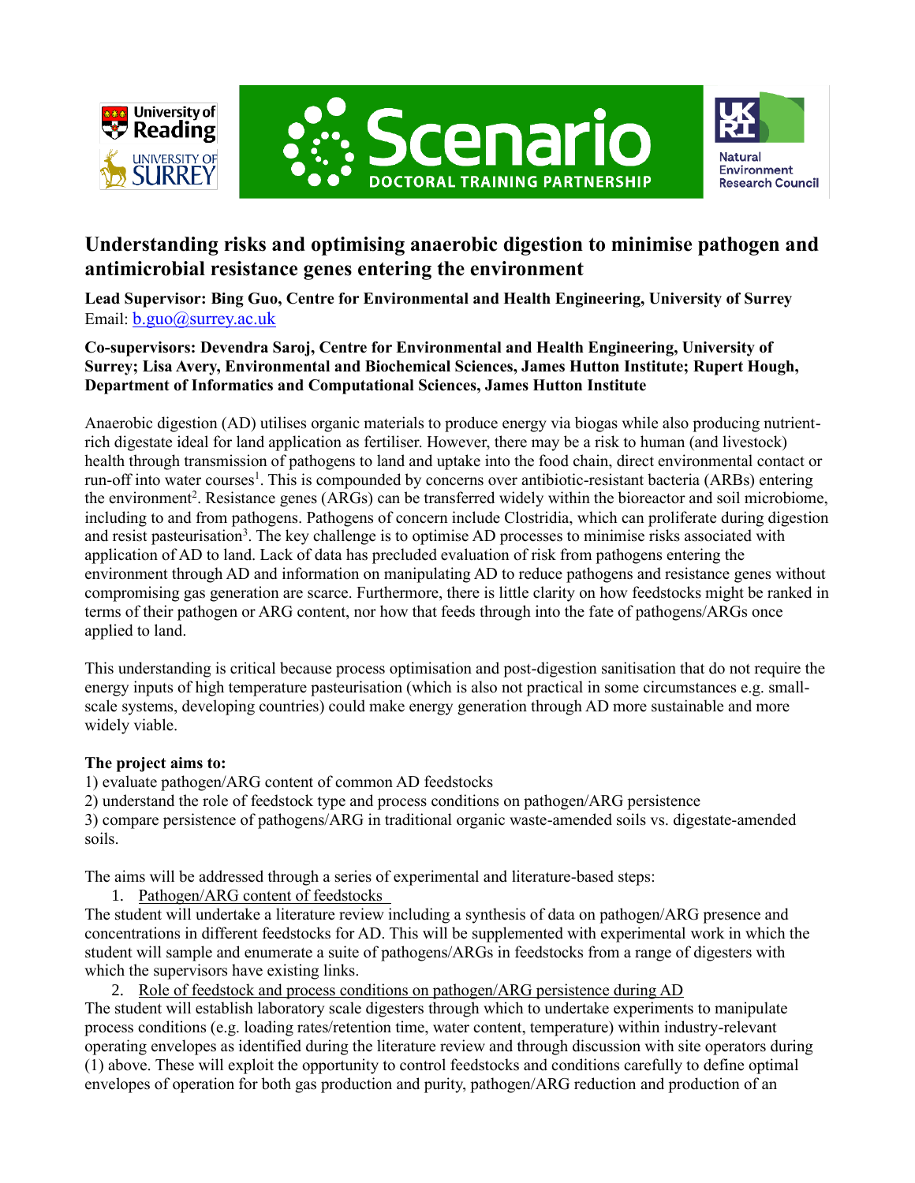# Understanding risks and optimising anaerobic digestion to minimise pathogen and antimicrobial resistance genes entering the environment

**Lead Supervisor: Bing Guo, Centre for Environmental and Health Engineering, University of Surrey**
Email: b.guo@surrey.ac.uk

**Co-supervisors: Devendra Saroj, Centre for Environmental and Health Engineering, University of Surrey; Lisa Avery, Environmental and Biochemical Sciences, James Hutton Institute; Rupert Hough, Department of Informatics and Computational Sciences, James Hutton Institute**

Anaerobic digestion (AD) utilises organic materials to produce energy via biogas while also producing nutrient-rich digestate ideal for land application as fertiliser. However, there may be a risk to human (and livestock) health through transmission of pathogens to land and uptake into the food chain, direct environmental contact or run-off into water courses[1]. This is compounded by concerns over antibiotic-resistant bacteria (ARBs) entering the environment[2]. Resistance genes (ARGs) can be transferred widely within the bioreactor and soil microbiome, including to and from pathogens. Pathogens of concern include Clostridia, which can proliferate during digestion and resist pasteurisation[3]. The key challenge is to optimise AD processes to minimise risks associated with application of AD to land. Lack of data has precluded evaluation of risk from pathogens entering the environment through AD and information on manipulating AD to reduce pathogens and resistance genes without compromising gas generation are scarce. Furthermore, there is little clarity on how feedstocks might be ranked in terms of their pathogen or ARG content, nor how that feeds through into the fate of pathogens/ARGs once applied to land.

This understanding is critical because process optimisation and post-digestion sanitisation that do not require the energy inputs of high temperature pasteurisation (which is also not practical in some circumstances e.g. small-scale systems, developing countries) could make energy generation through AD more sustainable and more widely viable.

**The project aims to:**

1) evaluate pathogen/ARG content of common AD feedstocks
2) understand the role of feedstock type and process conditions on pathogen/ARG persistence
3) compare persistence of pathogens/ARG in traditional organic waste-amended soils vs. digestate-amended soils.

The aims will be addressed through a series of experimental and literature-based steps:

1. Pathogen/ARG content of feedstocks

The student will undertake a literature review including a synthesis of data on pathogen/ARG presence and concentrations in different feedstocks for AD. This will be supplemented with experimental work in which the student will sample and enumerate a suite of pathogens/ARGs in feedstocks from a range of digesters with which the supervisors have existing links.

2. Role of feedstock and process conditions on pathogen/ARG persistence during AD

The student will establish laboratory scale digesters through which to undertake experiments to manipulate process conditions (e.g. loading rates/retention time, water content, temperature) within industry-relevant operating envelopes as identified during the literature review and through discussion with site operators during (1) above. These will exploit the opportunity to control feedstocks and conditions carefully to define optimal envelopes of operation for both gas production and purity, pathogen/ARG reduction and production of an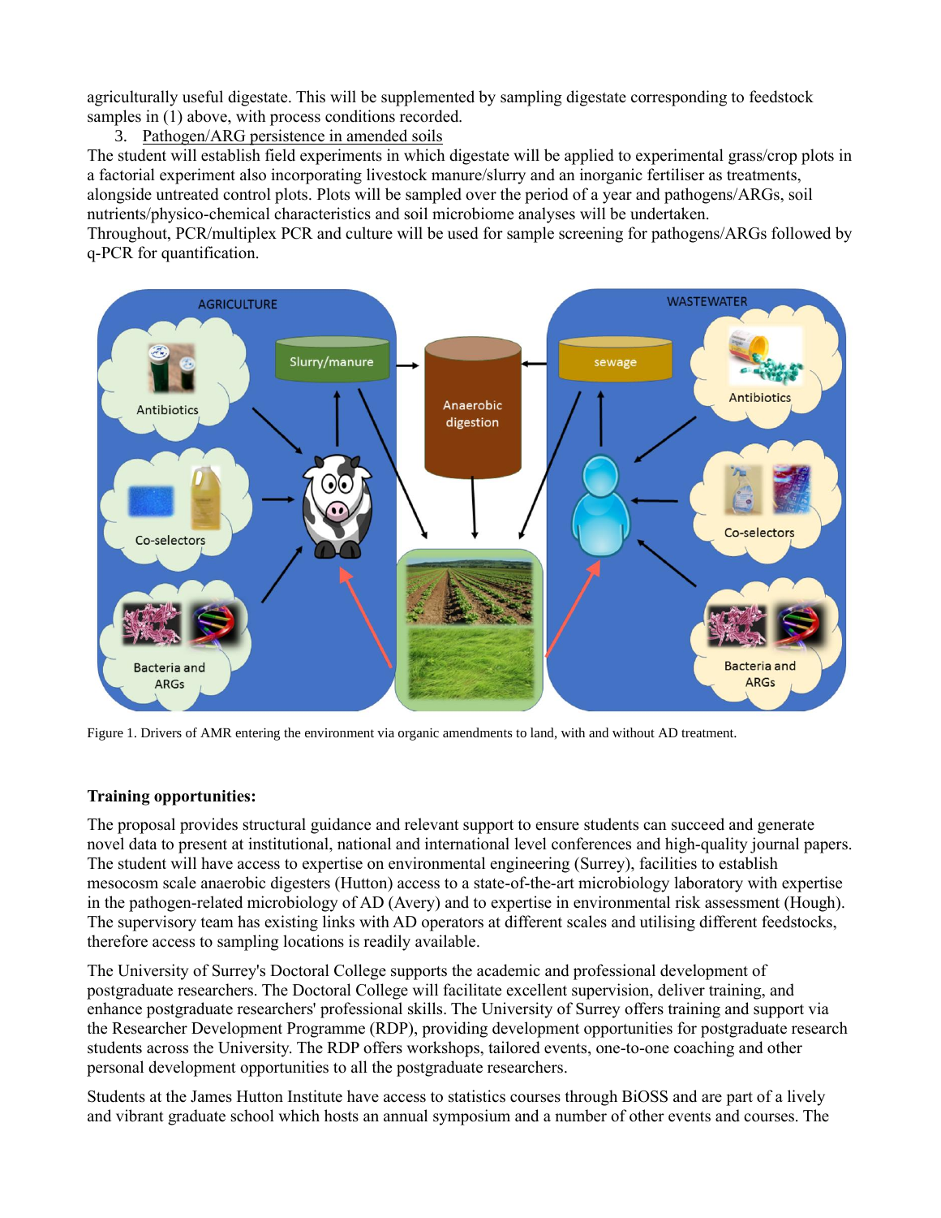agriculturally useful digestate. This will be supplemented by sampling digestate corresponding to feedstock samples in (1) above, with process conditions recorded.

3. Pathogen/ARG persistence in amended soils

The student will establish field experiments in which digestate will be applied to experimental grass/crop plots in a factorial experiment also incorporating livestock manure/slurry and an inorganic fertiliser as treatments, alongside untreated control plots. Plots will be sampled over the period of a year and pathogens/ARGs, soil nutrients/physico-chemical characteristics and soil microbiome analyses will be undertaken.

Throughout, PCR/multiplex PCR and culture will be used for sample screening for pathogens/ARGs followed by q-PCR for quantification.

Figure 1. Drivers of AMR entering the environment via organic amendments to land, with and without AD treatment.

**Training opportunities:**

The proposal provides structural guidance and relevant support to ensure students can succeed and generate novel data to present at institutional, national and international level conferences and high-quality journal papers. The student will have access to expertise on environmental engineering (Surrey), facilities to establish mesocosm scale anaerobic digesters (Hutton) access to a state-of-the-art microbiology laboratory with expertise in the pathogen-related microbiology of AD (Avery) and to expertise in environmental risk assessment (Hough). The supervisory team has existing links with AD operators at different scales and utilising different feedstocks, therefore access to sampling locations is readily available.

The University of Surrey's Doctoral College supports the academic and professional development of postgraduate researchers. The Doctoral College will facilitate excellent supervision, deliver training, and enhance postgraduate researchers' professional skills. The University of Surrey offers training and support via the Researcher Development Programme (RDP), providing development opportunities for postgraduate research students across the University. The RDP offers workshops, tailored events, one-to-one coaching and other personal development opportunities to all the postgraduate researchers.

Students at the James Hutton Institute have access to statistics courses through BiOSS and are part of a lively and vibrant graduate school which hosts an annual symposium and a number of other events and courses. The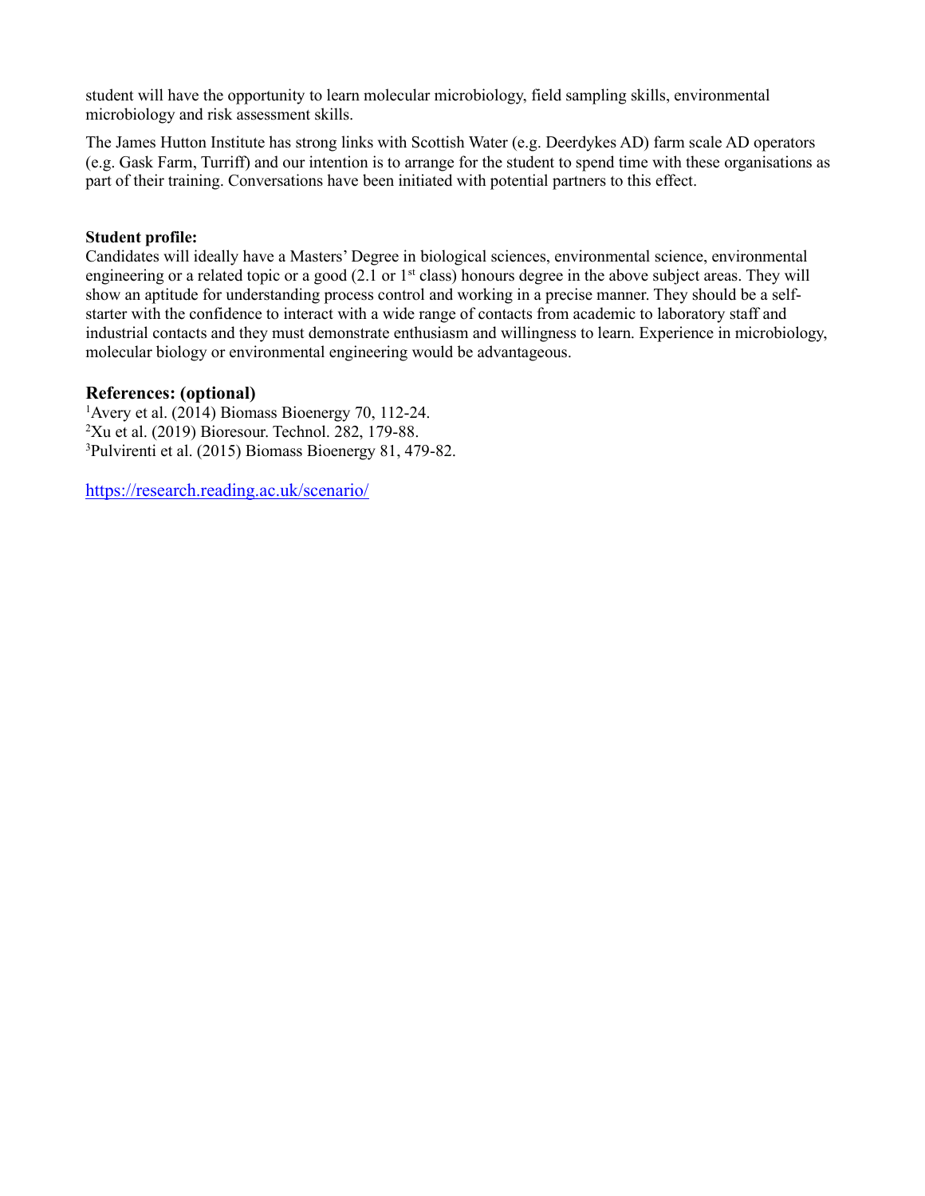student will have the opportunity to learn molecular microbiology, field sampling skills, environmental microbiology and risk assessment skills.

The James Hutton Institute has strong links with Scottish Water (e.g. Deerdykes AD) farm scale AD operators (e.g. Gask Farm, Turriff) and our intention is to arrange for the student to spend time with these organisations as part of their training. Conversations have been initiated with potential partners to this effect.

**Student profile:**
Candidates will ideally have a Masters' Degree in biological sciences, environmental science, environmental engineering or a related topic or a good (2.1 or 1st class) honours degree in the above subject areas. They will show an aptitude for understanding process control and working in a precise manner. They should be a self-starter with the confidence to interact with a wide range of contacts from academic to laboratory staff and industrial contacts and they must demonstrate enthusiasm and willingness to learn. Experience in microbiology, molecular biology or environmental engineering would be advantageous.

## References: (optional)

[1]Avery et al. (2014) Biomass Bioenergy 70, 112-24.
[2]Xu et al. (2019) Bioresour. Technol. 282, 179-88.
[3]Pulvirenti et al. (2015) Biomass Bioenergy 81, 479-82.

https://research.reading.ac.uk/scenario/